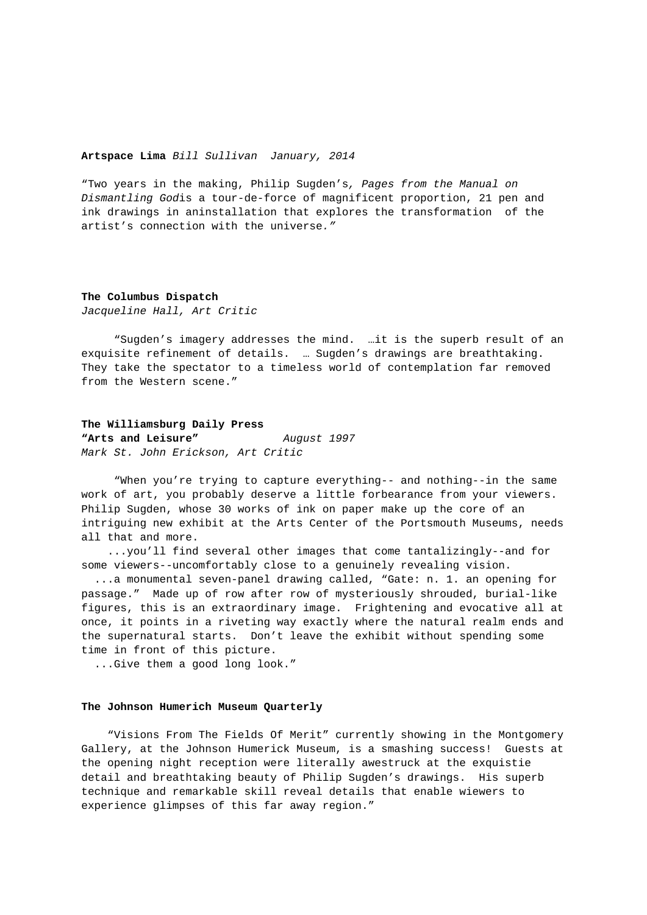**Artspace Lima** *Bill Sullivan  January, 2014*

"Two years in the making, Philip Sugden's*, Pages from the Manual on Dismantling God*is a tour-de-force of magnificent proportion, 21 pen and ink drawings in aninstallation that explores the transformation  of the artist's connection with the universe*."*

**The Columbus Dispatch**
*Jacqueline Hall, Art Critic*

"Sugden's imagery addresses the mind.  …it is the superb result of an exquisite refinement of details.  … Sugden's drawings are breathtaking.  They take the spectator to a timeless world of contemplation far removed from the Western scene."

**The Williamsburg Daily Press**
**"Arts and Leisure"** *August 1997*
*Mark St. John Erickson, Art Critic*

"When you're trying to capture everything-- and nothing--in the same work of art, you probably deserve a little forbearance from your viewers.  Philip Sugden, whose 30 works of ink on paper make up the core of an intriguing new exhibit at the Arts Center of the Portsmouth Museums, needs all that and more.

...you'll find several other images that come tantalizingly--and for some viewers--uncomfortably close to a genuinely revealing vision.

...a monumental seven-panel drawing called, "Gate: n. 1. an opening for passage."  Made up of row after row of mysteriously shrouded, burial-like figures, this is an extraordinary image.  Frightening and evocative all at once, it points in a riveting way exactly where the natural realm ends and the supernatural starts.  Don't leave the exhibit without spending some time in front of this picture.

...Give them a good long look."

**The Johnson Humerich Museum Quarterly**

"Visions From The Fields Of Merit" currently showing in the Montgomery Gallery, at the Johnson Humerick Museum, is a smashing success!  Guests at the opening night reception were literally awestruck at the exquistie detail and breathtaking beauty of Philip Sugden's drawings.  His superb technique and remarkable skill reveal details that enable wiewers to experience glimpses of this far away region."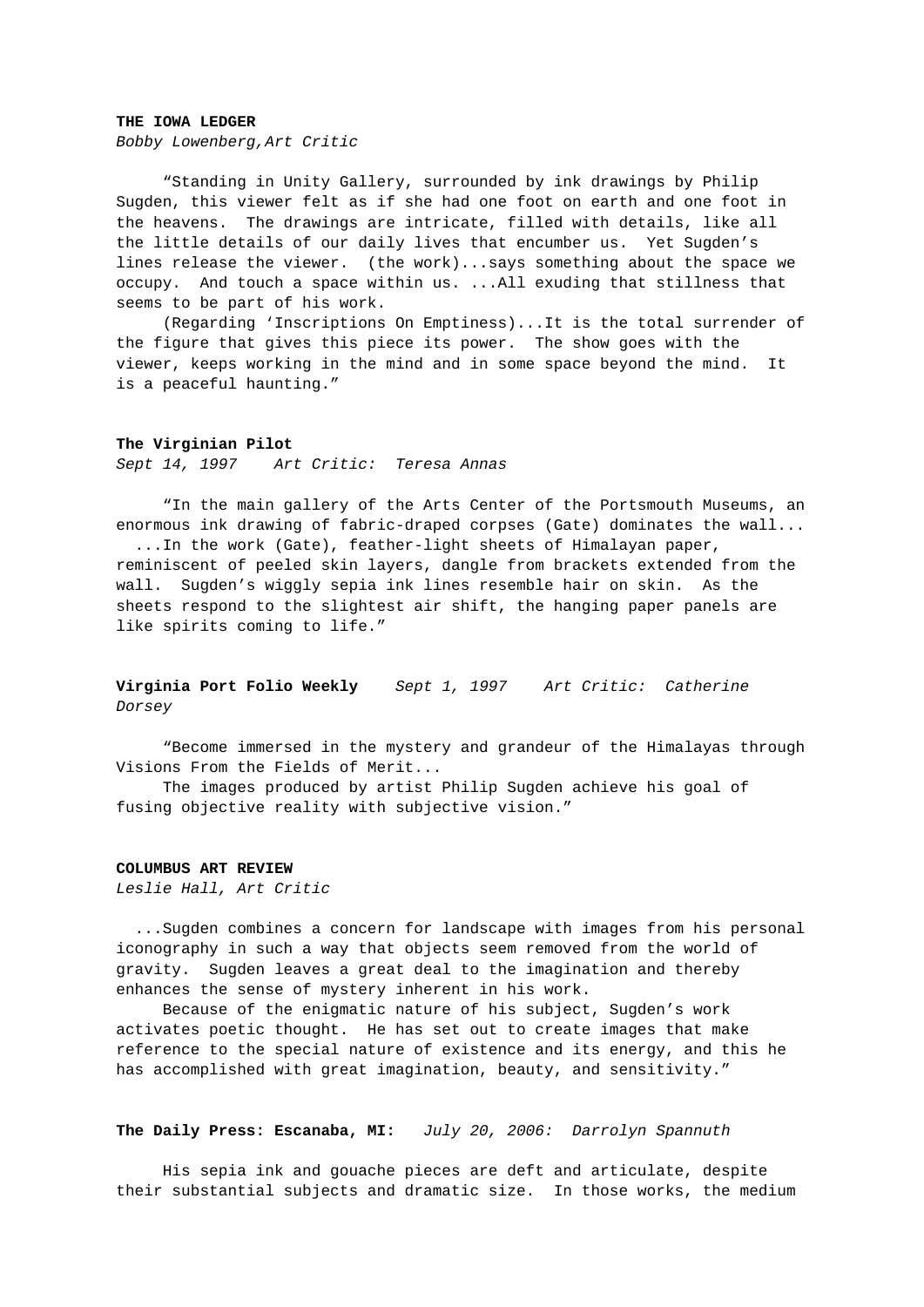**THE IOWA LEDGER**
*Bobby Lowenberg,Art Critic*

"Standing in Unity Gallery, surrounded by ink drawings by Philip Sugden, this viewer felt as if she had one foot on earth and one foot in the heavens. The drawings are intricate, filled with details, like all the little details of our daily lives that encumber us. Yet Sugden's lines release the viewer. (the work)...says something about the space we occupy. And touch a space within us. ...All exuding that stillness that seems to be part of his work.

(Regarding 'Inscriptions On Emptiness)...It is the total surrender of the figure that gives this piece its power. The show goes with the viewer, keeps working in the mind and in some space beyond the mind. It is a peaceful haunting."

**The Virginian Pilot**
*Sept 14, 1997 Art Critic: Teresa Annas*

"In the main gallery of the Arts Center of the Portsmouth Museums, an enormous ink drawing of fabric-draped corpses (Gate) dominates the wall...

...In the work (Gate), feather-light sheets of Himalayan paper, reminiscent of peeled skin layers, dangle from brackets extended from the wall. Sugden's wiggly sepia ink lines resemble hair on skin. As the sheets respond to the slightest air shift, the hanging paper panels are like spirits coming to life."

**Virginia Port Folio Weekly** *Sept 1, 1997 Art Critic: Catherine Dorsey*

"Become immersed in the mystery and grandeur of the Himalayas through Visions From the Fields of Merit...

The images produced by artist Philip Sugden achieve his goal of fusing objective reality with subjective vision."

**COLUMBUS ART REVIEW**
*Leslie Hall, Art Critic*

...Sugden combines a concern for landscape with images from his personal iconography in such a way that objects seem removed from the world of gravity. Sugden leaves a great deal to the imagination and thereby enhances the sense of mystery inherent in his work.

Because of the enigmatic nature of his subject, Sugden's work activates poetic thought. He has set out to create images that make reference to the special nature of existence and its energy, and this he has accomplished with great imagination, beauty, and sensitivity."

**The Daily Press: Escanaba, MI:** *July 20, 2006: Darrolyn Spannuth*

His sepia ink and gouache pieces are deft and articulate, despite their substantial subjects and dramatic size. In those works, the medium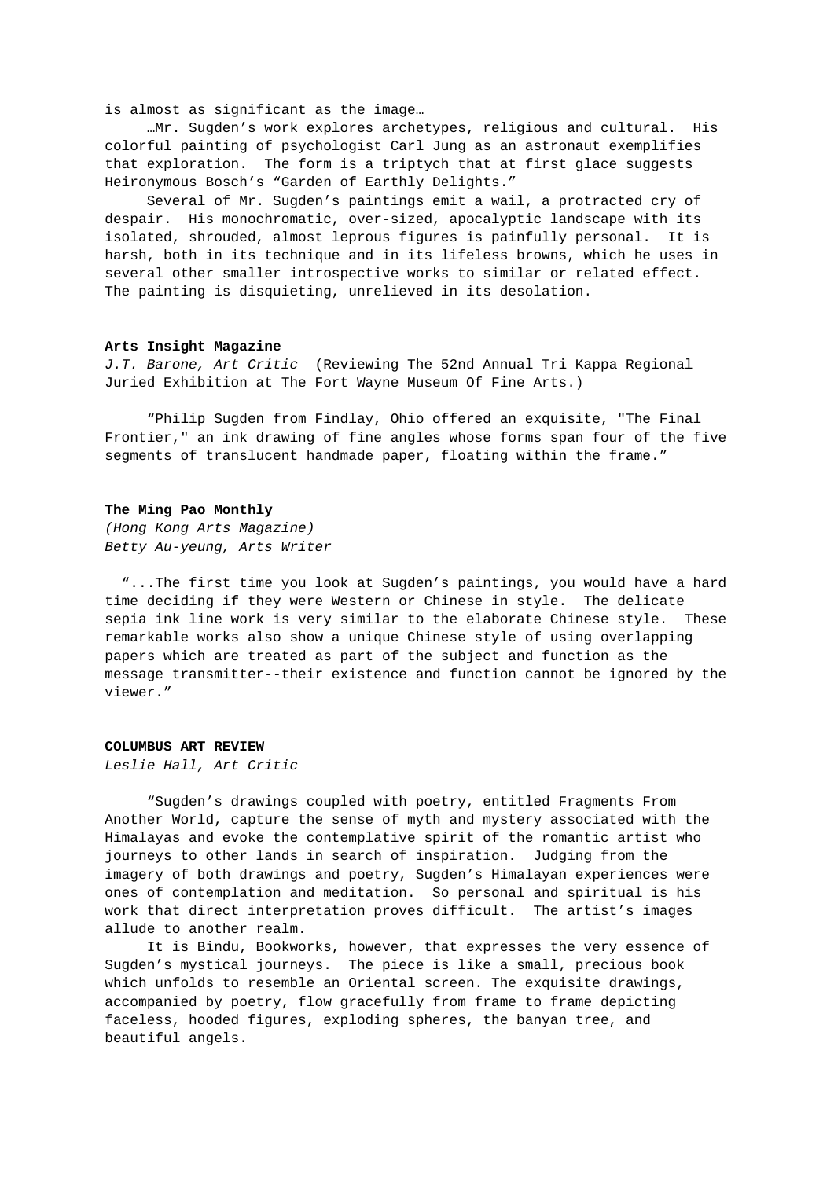is almost as significant as the image…

…Mr. Sugden's work explores archetypes, religious and cultural. His colorful painting of psychologist Carl Jung as an astronaut exemplifies that exploration. The form is a triptych that at first glace suggests Heironymous Bosch's "Garden of Earthly Delights."

Several of Mr. Sugden's paintings emit a wail, a protracted cry of despair. His monochromatic, over-sized, apocalyptic landscape with its isolated, shrouded, almost leprous figures is painfully personal. It is harsh, both in its technique and in its lifeless browns, which he uses in several other smaller introspective works to similar or related effect. The painting is disquieting, unrelieved in its desolation.

**Arts Insight Magazine**
*J.T. Barone, Art Critic* (Reviewing The 52nd Annual Tri Kappa Regional Juried Exhibition at The Fort Wayne Museum Of Fine Arts.)

"Philip Sugden from Findlay, Ohio offered an exquisite, "The Final Frontier," an ink drawing of fine angles whose forms span four of the five segments of translucent handmade paper, floating within the frame."

**The Ming Pao Monthly**
*(Hong Kong Arts Magazine)*
*Betty Au-yeung, Arts Writer*

"...The first time you look at Sugden's paintings, you would have a hard time deciding if they were Western or Chinese in style. The delicate sepia ink line work is very similar to the elaborate Chinese style. These remarkable works also show a unique Chinese style of using overlapping papers which are treated as part of the subject and function as the message transmitter--their existence and function cannot be ignored by the viewer."

**COLUMBUS ART REVIEW**
*Leslie Hall, Art Critic*

"Sugden's drawings coupled with poetry, entitled Fragments From Another World, capture the sense of myth and mystery associated with the Himalayas and evoke the contemplative spirit of the romantic artist who journeys to other lands in search of inspiration. Judging from the imagery of both drawings and poetry, Sugden's Himalayan experiences were ones of contemplation and meditation. So personal and spiritual is his work that direct interpretation proves difficult. The artist's images allude to another realm.

It is Bindu, Bookworks, however, that expresses the very essence of Sugden's mystical journeys. The piece is like a small, precious book which unfolds to resemble an Oriental screen. The exquisite drawings, accompanied by poetry, flow gracefully from frame to frame depicting faceless, hooded figures, exploding spheres, the banyan tree, and beautiful angels.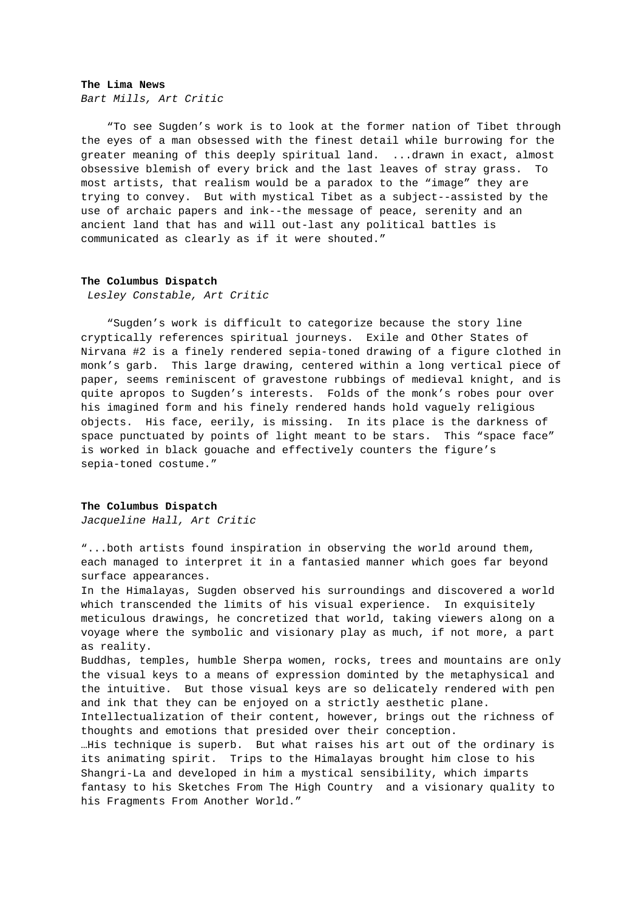**The Lima News**
*Bart Mills, Art Critic*

"To see Sugden's work is to look at the former nation of Tibet through the eyes of a man obsessed with the finest detail while burrowing for the greater meaning of this deeply spiritual land. ...drawn in exact, almost obsessive blemish of every brick and the last leaves of stray grass. To most artists, that realism would be a paradox to the "image" they are trying to convey. But with mystical Tibet as a subject--assisted by the use of archaic papers and ink--the message of peace, serenity and an ancient land that has and will out-last any political battles is communicated as clearly as if it were shouted."

**The Columbus Dispatch**
*Lesley Constable, Art Critic*

"Sugden's work is difficult to categorize because the story line cryptically references spiritual journeys. Exile and Other States of Nirvana #2 is a finely rendered sepia-toned drawing of a figure clothed in monk's garb. This large drawing, centered within a long vertical piece of paper, seems reminiscent of gravestone rubbings of medieval knight, and is quite apropos to Sugden's interests. Folds of the monk's robes pour over his imagined form and his finely rendered hands hold vaguely religious objects. His face, eerily, is missing. In its place is the darkness of space punctuated by points of light meant to be stars. This "space face" is worked in black gouache and effectively counters the figure's sepia-toned costume."

**The Columbus Dispatch**
*Jacqueline Hall, Art Critic*

"...both artists found inspiration in observing the world around them, each managed to interpret it in a fantasied manner which goes far beyond surface appearances.

In the Himalayas, Sugden observed his surroundings and discovered a world which transcended the limits of his visual experience. In exquisitely meticulous drawings, he concretized that world, taking viewers along on a voyage where the symbolic and visionary play as much, if not more, a part as reality.

Buddhas, temples, humble Sherpa women, rocks, trees and mountains are only the visual keys to a means of expression domінted by the metaphysical and the intuitive. But those visual keys are so delicately rendered with pen and ink that they can be enjoyed on a strictly aesthetic plane. Intellectualization of their content, however, brings out the richness of thoughts and emotions that presided over their conception.

…His technique is superb. But what raises his art out of the ordinary is its animating spirit. Trips to the Himalayas brought him close to his Shangri-La and developed in him a mystical sensibility, which imparts fantasy to his Sketches From The High Country and a visionary quality to his Fragments From Another World."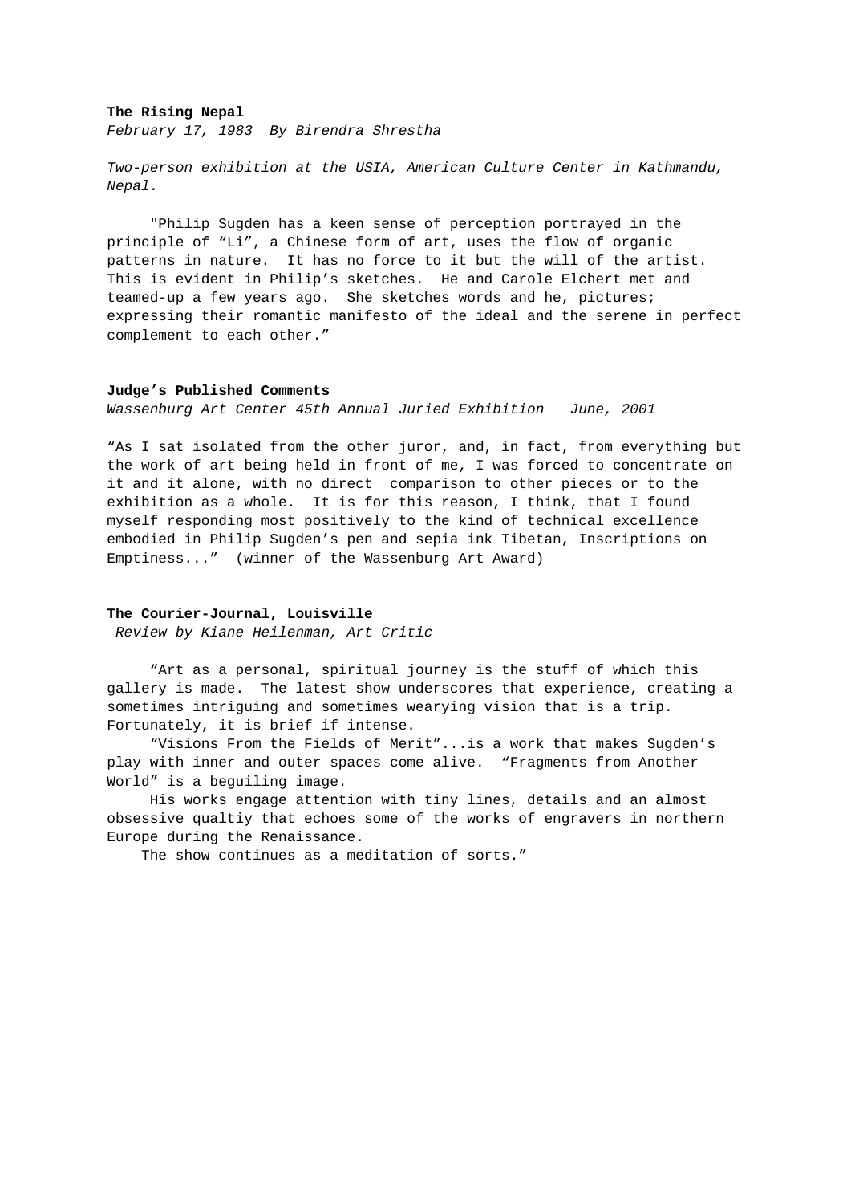**The Rising Nepal**
*February 17, 1983  By Birendra Shrestha*

*Two-person exhibition at the USIA, American Culture Center in Kathmandu, Nepal.*

"Philip Sugden has a keen sense of perception portrayed in the principle of “Li”, a Chinese form of art, uses the flow of organic patterns in nature.  It has no force to it but the will of the artist.  This is evident in Philip’s sketches.  He and Carole Elchert met and teamed-up a few years ago.  She sketches words and he, pictures; expressing their romantic manifesto of the ideal and the serene in perfect complement to each other.”

**Judge’s Published Comments**
*Wassenburg Art Center 45th Annual Juried Exhibition   June, 2001*

“As I sat isolated from the other juror, and, in fact, from everything but the work of art being held in front of me, I was forced to concentrate on it and it alone, with no direct  comparison to other pieces or to the exhibition as a whole.  It is for this reason, I think, that I found myself responding most positively to the kind of technical excellence embodied in Philip Sugden’s pen and sepia ink Tibetan, Inscriptions on Emptiness...”  (winner of the Wassenburg Art Award)

**The Courier-Journal, Louisville**
*Review by Kiane Heilenman, Art Critic*

“Art as a personal, spiritual journey is the stuff of which this gallery is made.  The latest show underscores that experience, creating a sometimes intriguing and sometimes wearying vision that is a trip.  Fortunately, it is brief if intense.

“Visions From the Fields of Merit”...is a work that makes Sugden’s play with inner and outer spaces come alive.  “Fragments from Another World” is a beguiling image.

His works engage attention with tiny lines, details and an almost obsessive qualtiy that echoes some of the works of engravers in northern Europe during the Renaissance.

The show continues as a meditation of sorts.”